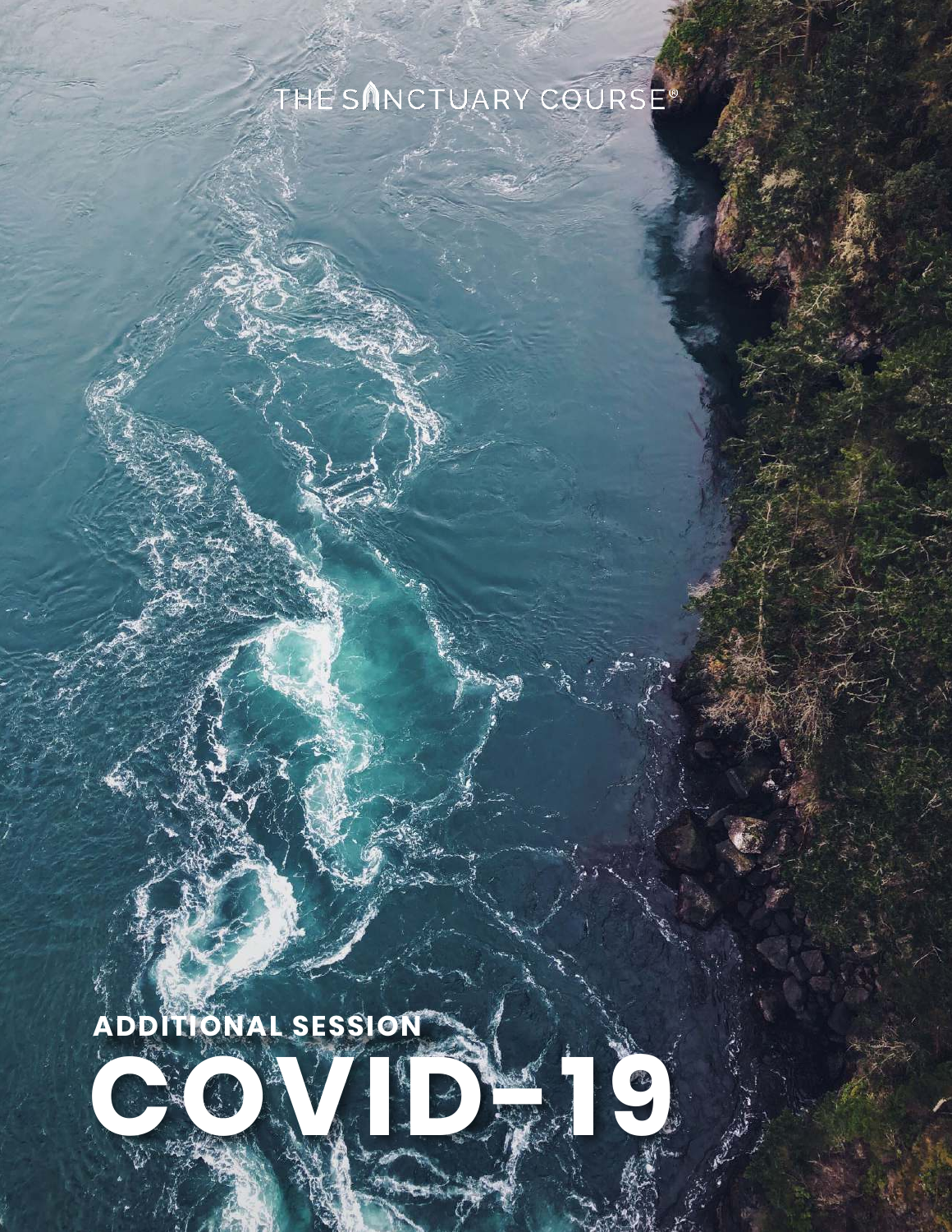THE SANCTUARY COURSE®

## ADDITIONAL SESSION

# COVID-19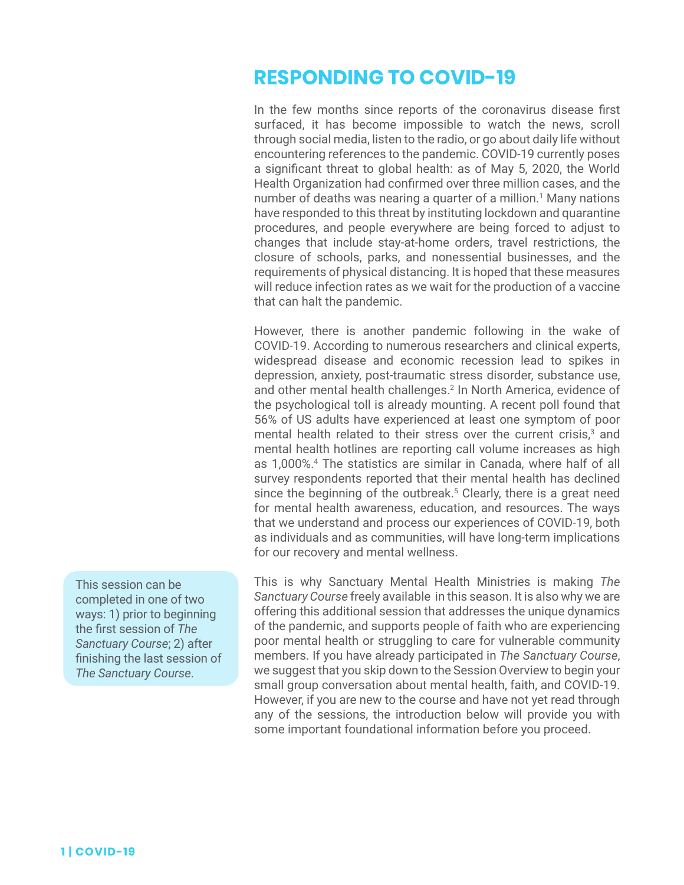# RESPONDING TO COVID-19

In the few months since reports of the coronavirus disease first surfaced, it has become impossible to watch the news, scroll through social media, listen to the radio, or go about daily life without encountering references to the pandemic. COVID-19 currently poses a significant threat to global health: as of May 5, 2020, the World Health Organization had confirmed over three million cases, and the number of deaths was nearing a quarter of a million.[1] Many nations have responded to this threat by instituting lockdown and quarantine procedures, and people everywhere are being forced to adjust to changes that include stay-at-home orders, travel restrictions, the closure of schools, parks, and nonessential businesses, and the requirements of physical distancing. It is hoped that these measures will reduce infection rates as we wait for the production of a vaccine that can halt the pandemic.

However, there is another pandemic following in the wake of COVID-19. According to numerous researchers and clinical experts, widespread disease and economic recession lead to spikes in depression, anxiety, post-traumatic stress disorder, substance use, and other mental health challenges.[2] In North America, evidence of the psychological toll is already mounting. A recent poll found that 56% of US adults have experienced at least one symptom of poor mental health related to their stress over the current crisis,[3] and mental health hotlines are reporting call volume increases as high as 1,000%.[4] The statistics are similar in Canada, where half of all survey respondents reported that their mental health has declined since the beginning of the outbreak.[5] Clearly, there is a great need for mental health awareness, education, and resources. The ways that we understand and process our experiences of COVID-19, both as individuals and as communities, will have long-term implications for our recovery and mental wellness.

This session can be completed in one of two ways: 1) prior to beginning the first session of *The Sanctuary Course*; 2) after finishing the last session of *The Sanctuary Course*.

This is why Sanctuary Mental Health Ministries is making *The Sanctuary Course* freely available in this season. It is also why we are offering this additional session that addresses the unique dynamics of the pandemic, and supports people of faith who are experiencing poor mental health or struggling to care for vulnerable community members. If you have already participated in *The Sanctuary Course*, we suggest that you skip down to the Session Overview to begin your small group conversation about mental health, faith, and COVID-19. However, if you are new to the course and have not yet read through any of the sessions, the introduction below will provide you with some important foundational information before you proceed.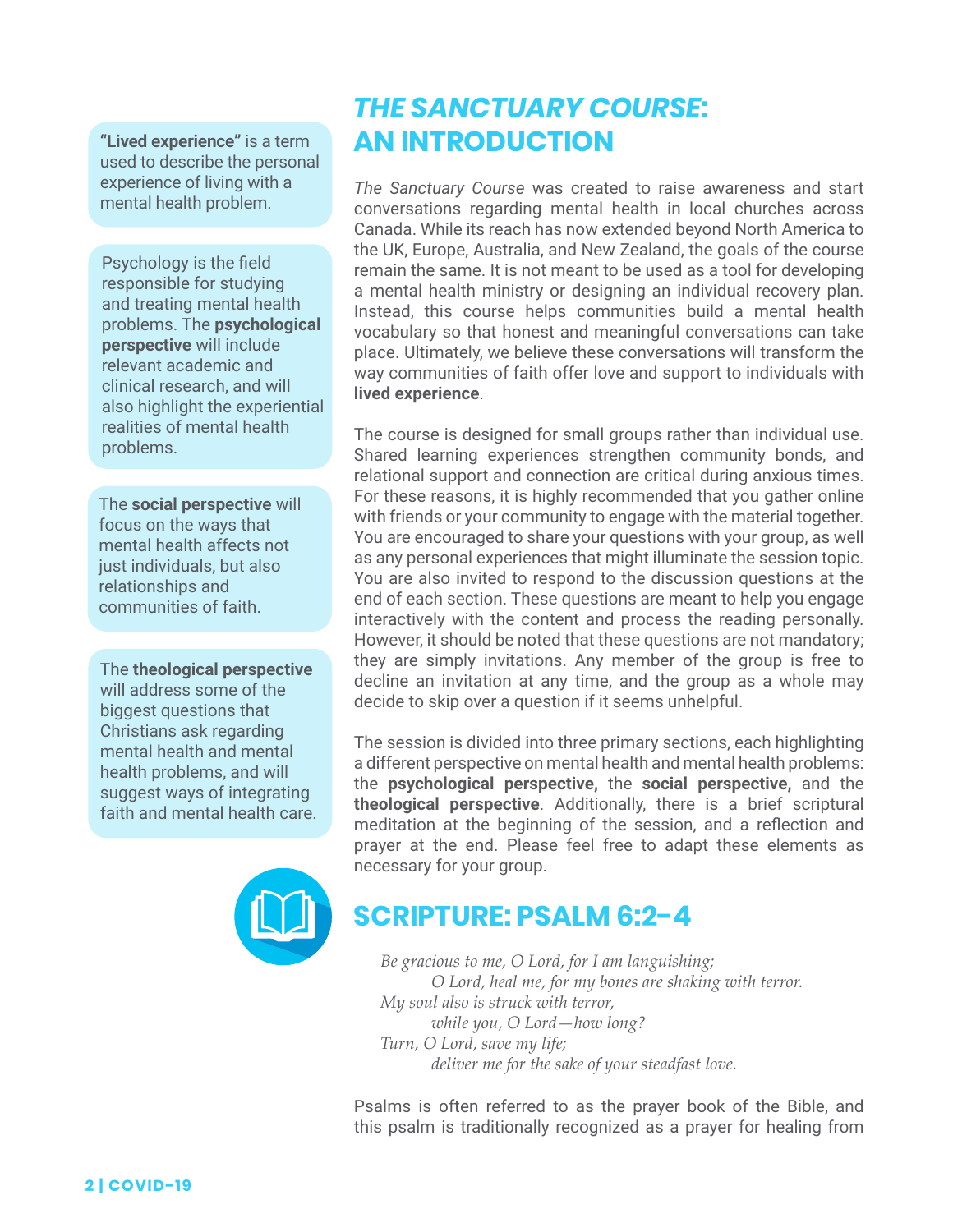# *THE SANCTUARY COURSE*: AN INTRODUCTION

*The Sanctuary Course* was created to raise awareness and start conversations regarding mental health in local churches across Canada. While its reach has now extended beyond North America to the UK, Europe, Australia, and New Zealand, the goals of the course remain the same. It is not meant to be used as a tool for developing a mental health ministry or designing an individual recovery plan. Instead, this course helps communities build a mental health vocabulary so that honest and meaningful conversations can take place. Ultimately, we believe these conversations will transform the way communities of faith offer love and support to individuals with **lived experience**.

> **"Lived experience"** is a term used to describe the personal experience of living with a mental health problem.

The course is designed for small groups rather than individual use. Shared learning experiences strengthen community bonds, and relational support and connection are critical during anxious times. For these reasons, it is highly recommended that you gather online with friends or your community to engage with the material together. You are encouraged to share your questions with your group, as well as any personal experiences that might illuminate the session topic. You are also invited to respond to the discussion questions at the end of each section. These questions are meant to help you engage interactively with the content and process the reading personally. However, it should be noted that these questions are not mandatory; they are simply invitations. Any member of the group is free to decline an invitation at any time, and the group as a whole may decide to skip over a question if it seems unhelpful.

The session is divided into three primary sections, each highlighting a different perspective on mental health and mental health problems: the **psychological perspective,** the **social perspective,** and the **theological perspective**. Additionally, there is a brief scriptural meditation at the beginning of the session, and a reflection and prayer at the end. Please feel free to adapt these elements as necessary for your group.

> Psychology is the field responsible for studying and treating mental health problems. The **psychological perspective** will include relevant academic and clinical research, and will also highlight the experiential realities of mental health problems.

> The **social perspective** will focus on the ways that mental health affects not just individuals, but also relationships and communities of faith.

> The **theological perspective** will address some of the biggest questions that Christians ask regarding mental health and mental health problems, and will suggest ways of integrating faith and mental health care.

## SCRIPTURE: PSALM 6:2–4

*Be gracious to me, O Lord, for I am languishing;*
*O Lord, heal me, for my bones are shaking with terror.*
*My soul also is struck with terror,*
*while you, O Lord—how long?*
*Turn, O Lord, save my life;*
*deliver me for the sake of your steadfast love.*

Psalms is often referred to as the prayer book of the Bible, and this psalm is traditionally recognized as a prayer for healing from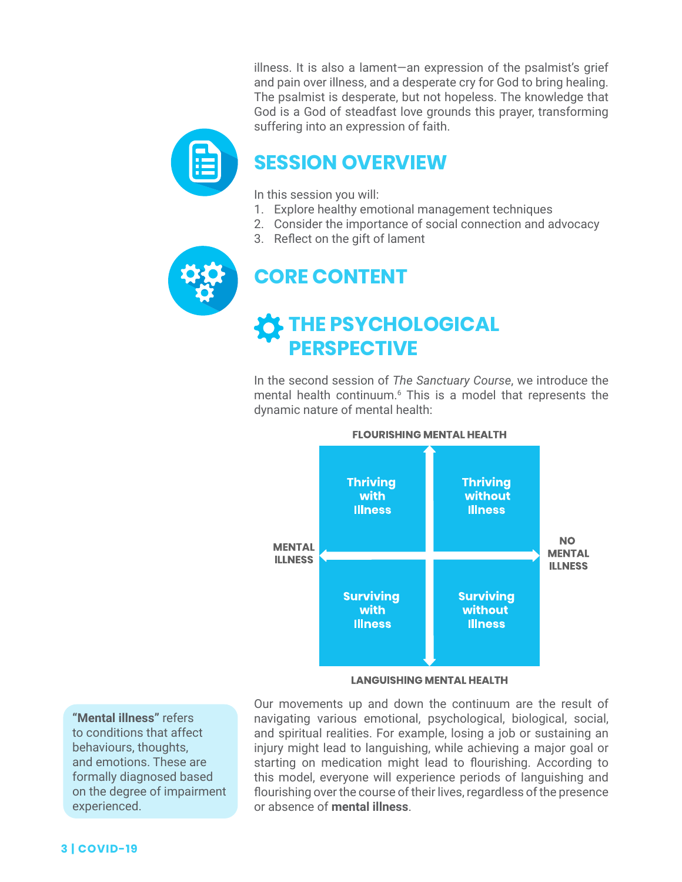illness. It is also a lament—an expression of the psalmist's grief and pain over illness, and a desperate cry for God to bring healing. The psalmist is desperate, but not hopeless. The knowledge that God is a God of steadfast love grounds this prayer, transforming suffering into an expression of faith.

## SESSION OVERVIEW

In this session you will:

1. Explore healthy emotional management techniques
2. Consider the importance of social connection and advocacy
3. Reflect on the gift of lament

## CORE CONTENT

### THE PSYCHOLOGICAL PERSPECTIVE

In the second session of *The Sanctuary Course*, we introduce the mental health continuum.[6] This is a model that represents the dynamic nature of mental health:

**FLOURISHING MENTAL HEALTH**

| MENTAL ILLNESS ← | → NO MENTAL ILLNESS |
|---|---|
| Thriving with Illness | Thriving without Illness |
| Surviving with Illness | Surviving without Illness |

**LANGUISHING MENTAL HEALTH**

Our movements up and down the continuum are the result of navigating various emotional, psychological, biological, social, and spiritual realities. For example, losing a job or sustaining an injury might lead to languishing, while achieving a major goal or starting on medication might lead to flourishing. According to this model, everyone will experience periods of languishing and flourishing over the course of their lives, regardless of the presence or absence of **mental illness**.

**"Mental illness"** refers to conditions that affect behaviours, thoughts, and emotions. These are formally diagnosed based on the degree of impairment experienced.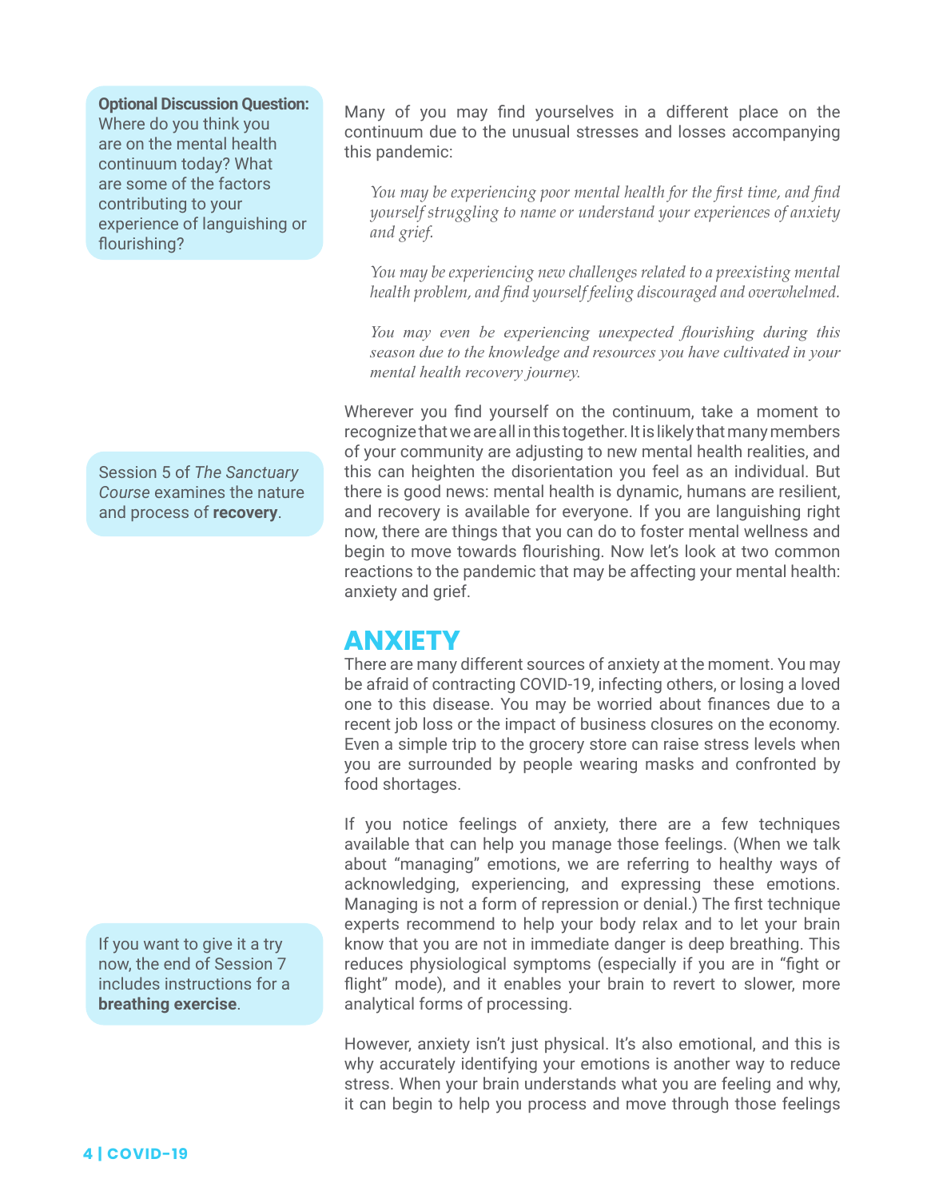> **Optional Discussion Question:** Where do you think you are on the mental health continuum today? What are some of the factors contributing to your experience of languishing or flourishing?

Many of you may find yourselves in a different place on the continuum due to the unusual stresses and losses accompanying this pandemic:

> *You may be experiencing poor mental health for the first time, and find yourself struggling to name or understand your experiences of anxiety and grief.*
>
> *You may be experiencing new challenges related to a preexisting mental health problem, and find yourself feeling discouraged and overwhelmed.*
>
> *You may even be experiencing unexpected flourishing during this season due to the knowledge and resources you have cultivated in your mental health recovery journey.*

> Session 5 of *The Sanctuary Course* examines the nature and process of **recovery**.

Wherever you find yourself on the continuum, take a moment to recognize that we are all in this together. It is likely that many members of your community are adjusting to new mental health realities, and this can heighten the disorientation you feel as an individual. But there is good news: mental health is dynamic, humans are resilient, and recovery is available for everyone. If you are languishing right now, there are things that you can do to foster mental wellness and begin to move towards flourishing. Now let's look at two common reactions to the pandemic that may be affecting your mental health: anxiety and grief.

## ANXIETY

There are many different sources of anxiety at the moment. You may be afraid of contracting COVID-19, infecting others, or losing a loved one to this disease. You may be worried about finances due to a recent job loss or the impact of business closures on the economy. Even a simple trip to the grocery store can raise stress levels when you are surrounded by people wearing masks and confronted by food shortages.

If you notice feelings of anxiety, there are a few techniques available that can help you manage those feelings. (When we talk about "managing" emotions, we are referring to healthy ways of acknowledging, experiencing, and expressing these emotions. Managing is not a form of repression or denial.) The first technique experts recommend to help your body relax and to let your brain know that you are not in immediate danger is deep breathing. This reduces physiological symptoms (especially if you are in "fight or flight" mode), and it enables your brain to revert to slower, more analytical forms of processing.

> If you want to give it a try now, the end of Session 7 includes instructions for a **breathing exercise**.

However, anxiety isn't just physical. It's also emotional, and this is why accurately identifying your emotions is another way to reduce stress. When your brain understands what you are feeling and why, it can begin to help you process and move through those feelings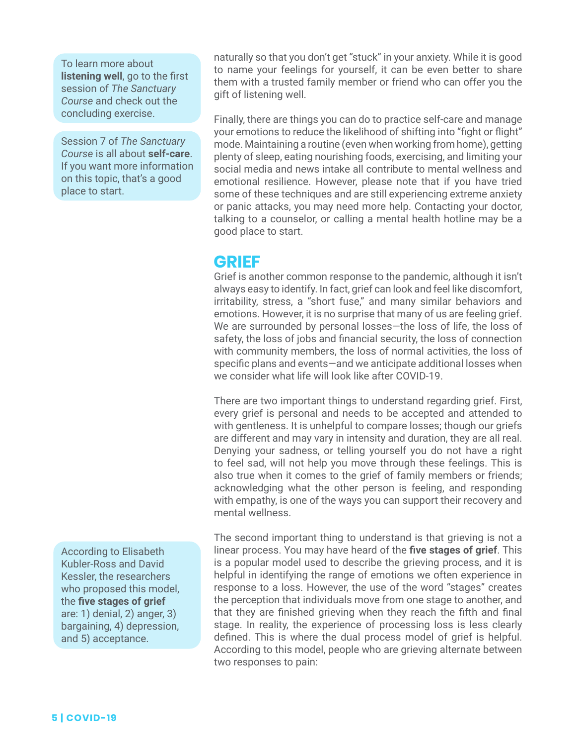naturally so that you don't get "stuck" in your anxiety. While it is good to name your feelings for yourself, it can be even better to share them with a trusted family member or friend who can offer you the gift of listening well.

> To learn more about **listening well**, go to the first session of *The Sanctuary Course* and check out the concluding exercise.

Finally, there are things you can do to practice self-care and manage your emotions to reduce the likelihood of shifting into "fight or flight" mode. Maintaining a routine (even when working from home), getting plenty of sleep, eating nourishing foods, exercising, and limiting your social media and news intake all contribute to mental wellness and emotional resilience. However, please note that if you have tried some of these techniques and are still experiencing extreme anxiety or panic attacks, you may need more help. Contacting your doctor, talking to a counselor, or calling a mental health hotline may be a good place to start.

> Session 7 of *The Sanctuary Course* is all about **self-care**. If you want more information on this topic, that's a good place to start.

## GRIEF

Grief is another common response to the pandemic, although it isn't always easy to identify. In fact, grief can look and feel like discomfort, irritability, stress, a "short fuse," and many similar behaviors and emotions. However, it is no surprise that many of us are feeling grief. We are surrounded by personal losses—the loss of life, the loss of safety, the loss of jobs and financial security, the loss of connection with community members, the loss of normal activities, the loss of specific plans and events—and we anticipate additional losses when we consider what life will look like after COVID-19.

There are two important things to understand regarding grief. First, every grief is personal and needs to be accepted and attended to with gentleness. It is unhelpful to compare losses; though our griefs are different and may vary in intensity and duration, they are all real. Denying your sadness, or telling yourself you do not have a right to feel sad, will not help you move through these feelings. This is also true when it comes to the grief of family members or friends; acknowledging what the other person is feeling, and responding with empathy, is one of the ways you can support their recovery and mental wellness.

The second important thing to understand is that grieving is not a linear process. You may have heard of the **five stages of grief**. This is a popular model used to describe the grieving process, and it is helpful in identifying the range of emotions we often experience in response to a loss. However, the use of the word "stages" creates the perception that individuals move from one stage to another, and that they are finished grieving when they reach the fifth and final stage. In reality, the experience of processing loss is less clearly defined. This is where the dual process model of grief is helpful. According to this model, people who are grieving alternate between two responses to pain:

> According to Elisabeth Kubler-Ross and David Kessler, the researchers who proposed this model, the **five stages of grief** are: 1) denial, 2) anger, 3) bargaining, 4) depression, and 5) acceptance.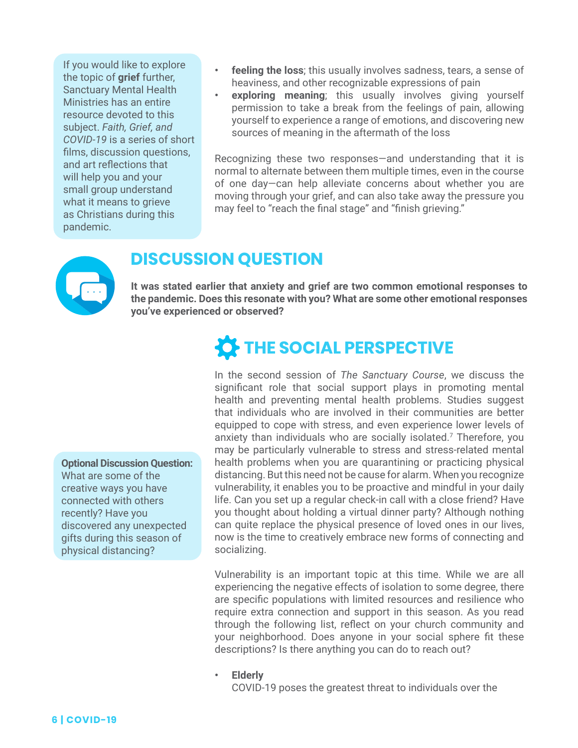> If you would like to explore the topic of **grief** further, Sanctuary Mental Health Ministries has an entire resource devoted to this subject. *Faith, Grief, and COVID-19* is a series of short films, discussion questions, and art reflections that will help you and your small group understand what it means to grieve as Christians during this pandemic.

- **feeling the loss**; this usually involves sadness, tears, a sense of heaviness, and other recognizable expressions of pain
- **exploring meaning**; this usually involves giving yourself permission to take a break from the feelings of pain, allowing yourself to experience a range of emotions, and discovering new sources of meaning in the aftermath of the loss

Recognizing these two responses—and understanding that it is normal to alternate between them multiple times, even in the course of one day—can help alleviate concerns about whether you are moving through your grief, and can also take away the pressure you may feel to "reach the final stage" and "finish grieving."

## DISCUSSION QUESTION

**It was stated earlier that anxiety and grief are two common emotional responses to the pandemic. Does this resonate with you? What are some other emotional responses you've experienced or observed?**

## THE SOCIAL PERSPECTIVE

In the second session of *The Sanctuary Course*, we discuss the significant role that social support plays in promoting mental health and preventing mental health problems. Studies suggest that individuals who are involved in their communities are better equipped to cope with stress, and even experience lower levels of anxiety than individuals who are socially isolated.[7] Therefore, you may be particularly vulnerable to stress and stress-related mental health problems when you are quarantining or practicing physical distancing. But this need not be cause for alarm. When you recognize vulnerability, it enables you to be proactive and mindful in your daily life. Can you set up a regular check-in call with a close friend? Have you thought about holding a virtual dinner party? Although nothing can quite replace the physical presence of loved ones in our lives, now is the time to creatively embrace new forms of connecting and socializing.

> **Optional Discussion Question:** What are some of the creative ways you have connected with others recently? Have you discovered any unexpected gifts during this season of physical distancing?

Vulnerability is an important topic at this time. While we are all experiencing the negative effects of isolation to some degree, there are specific populations with limited resources and resilience who require extra connection and support in this season. As you read through the following list, reflect on your church community and your neighborhood. Does anyone in your social sphere fit these descriptions? Is there anything you can do to reach out?

- **Elderly**
  COVID-19 poses the greatest threat to individuals over the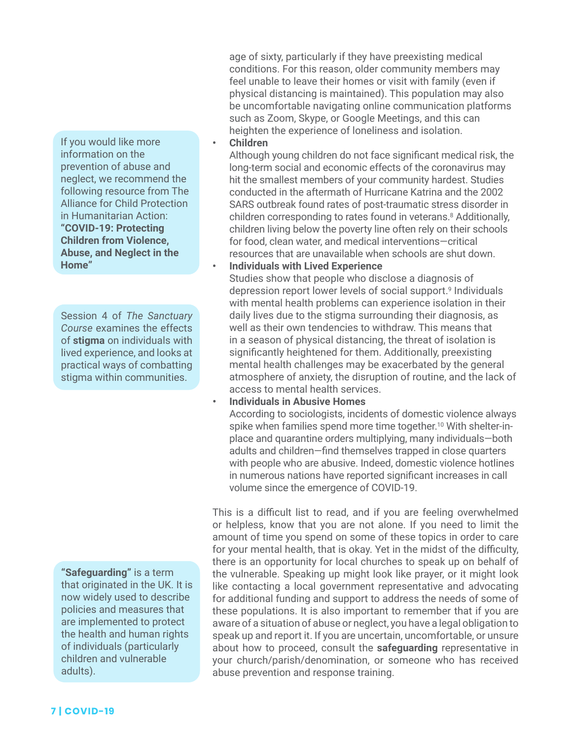age of sixty, particularly if they have preexisting medical conditions. For this reason, older community members may feel unable to leave their homes or visit with family (even if physical distancing is maintained). This population may also be uncomfortable navigating online communication platforms such as Zoom, Skype, or Google Meetings, and this can heighten the experience of loneliness and isolation.

- **Children**
  Although young children do not face significant medical risk, the long-term social and economic effects of the coronavirus may hit the smallest members of your community hardest. Studies conducted in the aftermath of Hurricane Katrina and the 2002 SARS outbreak found rates of post-traumatic stress disorder in children corresponding to rates found in veterans.[8] Additionally, children living below the poverty line often rely on their schools for food, clean water, and medical interventions—critical resources that are unavailable when schools are shut down.
- **Individuals with Lived Experience**
  Studies show that people who disclose a diagnosis of depression report lower levels of social support.[9] Individuals with mental health problems can experience isolation in their daily lives due to the stigma surrounding their diagnosis, as well as their own tendencies to withdraw. This means that in a season of physical distancing, the threat of isolation is significantly heightened for them. Additionally, preexisting mental health challenges may be exacerbated by the general atmosphere of anxiety, the disruption of routine, and the lack of access to mental health services.
- **Individuals in Abusive Homes**
  According to sociologists, incidents of domestic violence always spike when families spend more time together.[10] With shelter-in-place and quarantine orders multiplying, many individuals—both adults and children—find themselves trapped in close quarters with people who are abusive. Indeed, domestic violence hotlines in numerous nations have reported significant increases in call volume since the emergence of COVID-19.

This is a difficult list to read, and if you are feeling overwhelmed or helpless, know that you are not alone. If you need to limit the amount of time you spend on some of these topics in order to care for your mental health, that is okay. Yet in the midst of the difficulty, there is an opportunity for local churches to speak up on behalf of the vulnerable. Speaking up might look like prayer, or it might look like contacting a local government representative and advocating for additional funding and support to address the needs of some of these populations. It is also important to remember that if you are aware of a situation of abuse or neglect, you have a legal obligation to speak up and report it. If you are uncertain, uncomfortable, or unsure about how to proceed, consult the **safeguarding** representative in your church/parish/denomination, or someone who has received abuse prevention and response training.

If you would like more information on the prevention of abuse and neglect, we recommend the following resource from The Alliance for Child Protection in Humanitarian Action: **"COVID-19: Protecting Children from Violence, Abuse, and Neglect in the Home"**

Session 4 of *The Sanctuary Course* examines the effects of **stigma** on individuals with lived experience, and looks at practical ways of combatting stigma within communities.

**"Safeguarding"** is a term that originated in the UK. It is now widely used to describe policies and measures that are implemented to protect the health and human rights of individuals (particularly children and vulnerable adults).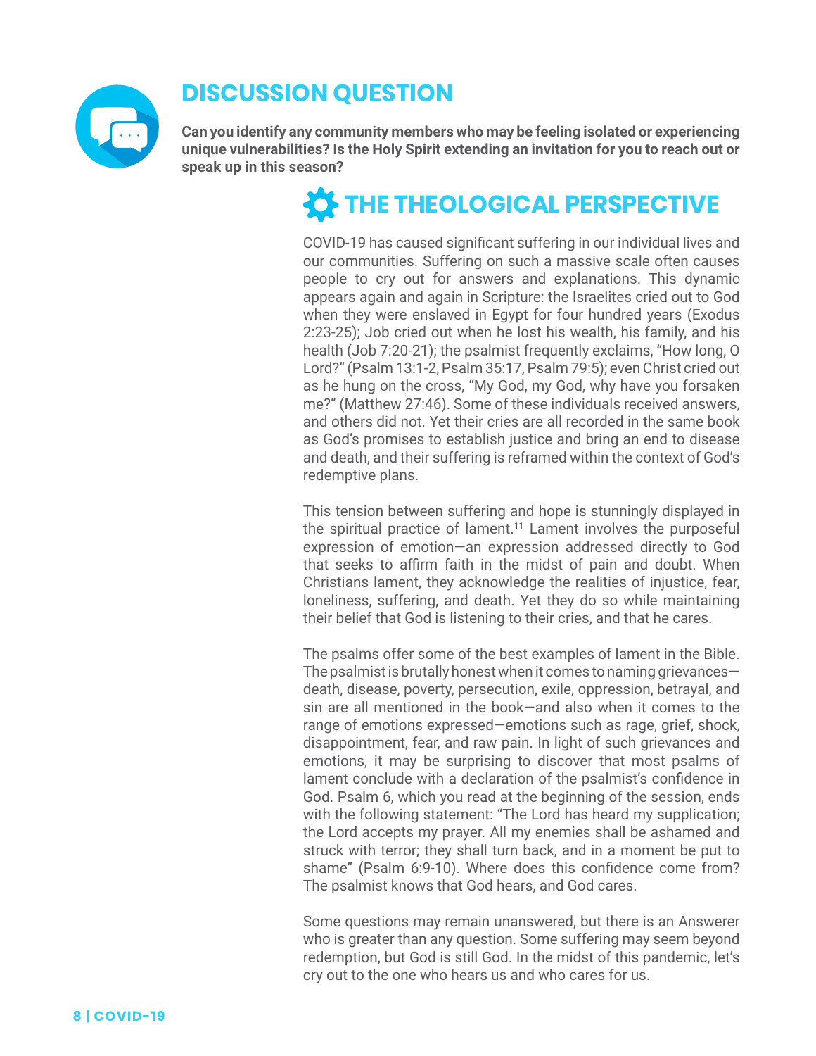## DISCUSSION QUESTION

**Can you identify any community members who may be feeling isolated or experiencing unique vulnerabilities? Is the Holy Spirit extending an invitation for you to reach out or speak up in this season?**

## THE THEOLOGICAL PERSPECTIVE

COVID-19 has caused significant suffering in our individual lives and our communities. Suffering on such a massive scale often causes people to cry out for answers and explanations. This dynamic appears again and again in Scripture: the Israelites cried out to God when they were enslaved in Egypt for four hundred years (Exodus 2:23-25); Job cried out when he lost his wealth, his family, and his health (Job 7:20-21); the psalmist frequently exclaims, "How long, O Lord?" (Psalm 13:1-2, Psalm 35:17, Psalm 79:5); even Christ cried out as he hung on the cross, "My God, my God, why have you forsaken me?" (Matthew 27:46). Some of these individuals received answers, and others did not. Yet their cries are all recorded in the same book as God's promises to establish justice and bring an end to disease and death, and their suffering is reframed within the context of God's redemptive plans.

This tension between suffering and hope is stunningly displayed in the spiritual practice of lament.[11] Lament involves the purposeful expression of emotion—an expression addressed directly to God that seeks to affirm faith in the midst of pain and doubt. When Christians lament, they acknowledge the realities of injustice, fear, loneliness, suffering, and death. Yet they do so while maintaining their belief that God is listening to their cries, and that he cares.

The psalms offer some of the best examples of lament in the Bible. The psalmist is brutally honest when it comes to naming grievances—death, disease, poverty, persecution, exile, oppression, betrayal, and sin are all mentioned in the book—and also when it comes to the range of emotions expressed—emotions such as rage, grief, shock, disappointment, fear, and raw pain. In light of such grievances and emotions, it may be surprising to discover that most psalms of lament conclude with a declaration of the psalmist's confidence in God. Psalm 6, which you read at the beginning of the session, ends with the following statement: "The Lord has heard my supplication; the Lord accepts my prayer. All my enemies shall be ashamed and struck with terror; they shall turn back, and in a moment be put to shame" (Psalm 6:9-10). Where does this confidence come from? The psalmist knows that God hears, and God cares.

Some questions may remain unanswered, but there is an Answerer who is greater than any question. Some suffering may seem beyond redemption, but God is still God. In the midst of this pandemic, let's cry out to the one who hears us and who cares for us.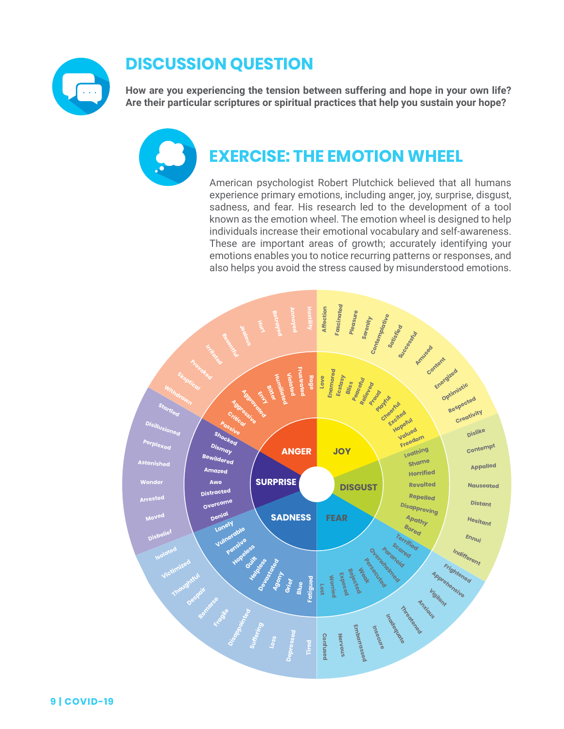## DISCUSSION QUESTION

**How are you experiencing the tension between suffering and hope in your own life? Are their particular scriptures or spiritual practices that help you sustain your hope?**

## EXERCISE: THE EMOTION WHEEL

American psychologist Robert Plutchick believed that all humans experience primary emotions, including anger, joy, surprise, disgust, sadness, and fear. His research led to the development of a tool known as the emotion wheel. The emotion wheel is designed to help individuals increase their emotional vocabulary and self-awareness. These are important areas of growth; accurately identifying your emotions enables you to notice recurring patterns or responses, and also helps you avoid the stress caused by misunderstood emotions.

| Primary | Secondary | Tertiary |
|---|---|---|
| ANGER | Rage, Frustrated, Violated, Humiliated, Bitter, Envy, Aggravated, Aggressive, Critical, Passive | Hostility, Annoyed, Betrayed, Hurt, Jealous, Resentful, Irritated, Provoked, Skeptical, Withdrawn |
| JOY | Love, Enamored, Ecstasy, Bliss, Peaceful, Relieved, Proud, Playful, Cheerful, Excited, Hopeful, Valued, Freedom | Affection, Fascinated, Pleasure, Serenity, Contemplative, Satisfied, Successful, Amused, Content, Energized, Optimistic, Respected, Creativity |
| DISGUST | Loathing, Shame, Horrified, Revolted, Repelled, Disapproving, Apathy, Bored | Dislike, Contempt, Appalled, Nauseated, Distant, Hesitant, Ennui, Indifferent |
| FEAR | Terrified, Scared, Paranoid, Overwhelmed, Persecuted, Weak, Rejected, Exposed, Worried, Lost | Frightened, Apprehensive, Vigilant, Anxious, Threatened, Inadequate, Insecure, Embarrassed, Nervous, Confused |
| SADNESS | Lonely, Vulnerable, Pensive, Hopeless, Guilt, Helpless, Devastated, Agony, Grief, Blue, Fatigued | Isolated, Victimized, Thoughtful, Despair, Remorse, Fragile, Disappointed, Suffering, Loss, Depressed, Tired |
| SURPRISE | Shocked, Dismay, Bewildered, Amazed, Awe, Distracted, Overcome, Denial | Startled, Disillusioned, Perplexed, Astonished, Wonder, Arrested, Moved, Disbelief |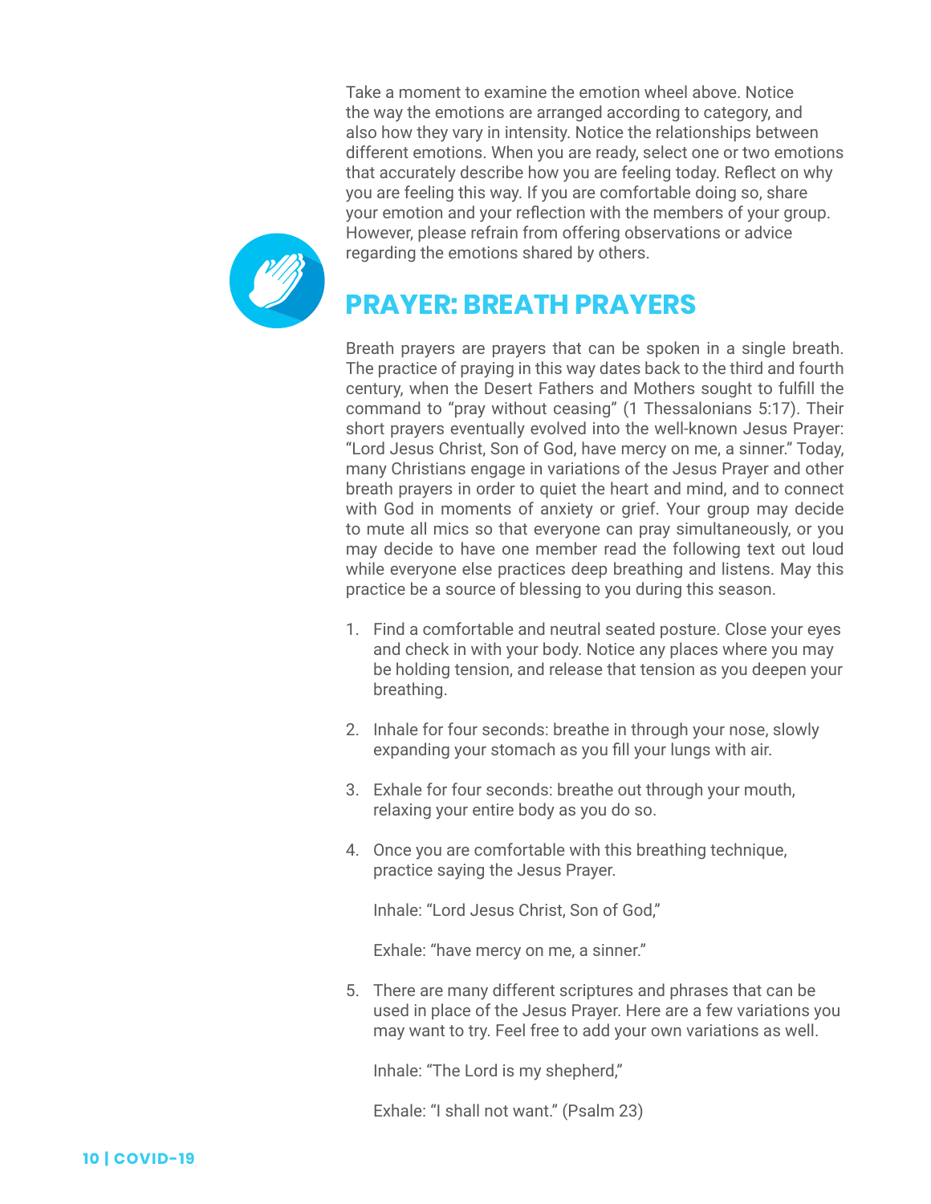Take a moment to examine the emotion wheel above. Notice the way the emotions are arranged according to category, and also how they vary in intensity. Notice the relationships between different emotions. When you are ready, select one or two emotions that accurately describe how you are feeling today. Reflect on why you are feeling this way. If you are comfortable doing so, share your emotion and your reflection with the members of your group. However, please refrain from offering observations or advice regarding the emotions shared by others.

## PRAYER: BREATH PRAYERS

Breath prayers are prayers that can be spoken in a single breath. The practice of praying in this way dates back to the third and fourth century, when the Desert Fathers and Mothers sought to fulfill the command to "pray without ceasing" (1 Thessalonians 5:17). Their short prayers eventually evolved into the well-known Jesus Prayer: "Lord Jesus Christ, Son of God, have mercy on me, a sinner." Today, many Christians engage in variations of the Jesus Prayer and other breath prayers in order to quiet the heart and mind, and to connect with God in moments of anxiety or grief. Your group may decide to mute all mics so that everyone can pray simultaneously, or you may decide to have one member read the following text out loud while everyone else practices deep breathing and listens. May this practice be a source of blessing to you during this season.

1. Find a comfortable and neutral seated posture. Close your eyes and check in with your body. Notice any places where you may be holding tension, and release that tension as you deepen your breathing.

2. Inhale for four seconds: breathe in through your nose, slowly expanding your stomach as you fill your lungs with air.

3. Exhale for four seconds: breathe out through your mouth, relaxing your entire body as you do so.

4. Once you are comfortable with this breathing technique, practice saying the Jesus Prayer.

   Inhale: "Lord Jesus Christ, Son of God,"

   Exhale: "have mercy on me, a sinner."

5. There are many different scriptures and phrases that can be used in place of the Jesus Prayer. Here are a few variations you may want to try. Feel free to add your own variations as well.

   Inhale: "The Lord is my shepherd,"

   Exhale: "I shall not want." (Psalm 23)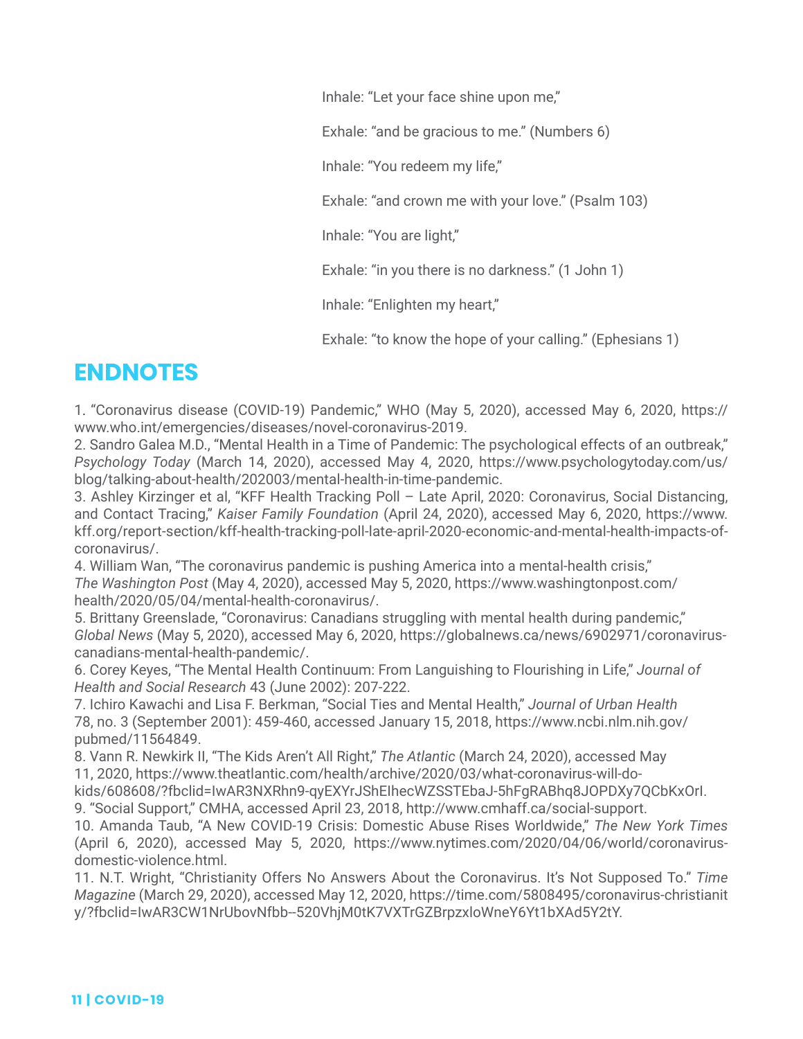Inhale: "Let your face shine upon me,"

Exhale: "and be gracious to me." (Numbers 6)

Inhale: "You redeem my life,"

Exhale: "and crown me with your love." (Psalm 103)

Inhale: "You are light,"

Exhale: "in you there is no darkness." (1 John 1)

Inhale: "Enlighten my heart,"

Exhale: "to know the hope of your calling." (Ephesians 1)

## ENDNOTES

1. "Coronavirus disease (COVID-19) Pandemic," WHO (May 5, 2020), accessed May 6, 2020, https://www.who.int/emergencies/diseases/novel-coronavirus-2019.
2. Sandro Galea M.D., "Mental Health in a Time of Pandemic: The psychological effects of an outbreak," *Psychology Today* (March 14, 2020), accessed May 4, 2020, https://www.psychologytoday.com/us/blog/talking-about-health/202003/mental-health-in-time-pandemic.
3. Ashley Kirzinger et al, "KFF Health Tracking Poll – Late April, 2020: Coronavirus, Social Distancing, and Contact Tracing," *Kaiser Family Foundation* (April 24, 2020), accessed May 6, 2020, https://www.kff.org/report-section/kff-health-tracking-poll-late-april-2020-economic-and-mental-health-impacts-of-coronavirus/.
4. William Wan, "The coronavirus pandemic is pushing America into a mental-health crisis," *The Washington Post* (May 4, 2020), accessed May 5, 2020, https://www.washingtonpost.com/health/2020/05/04/mental-health-coronavirus/.
5. Brittany Greenslade, "Coronavirus: Canadians struggling with mental health during pandemic," *Global News* (May 5, 2020), accessed May 6, 2020, https://globalnews.ca/news/6902971/coronavirus-canadians-mental-health-pandemic/.
6. Corey Keyes, "The Mental Health Continuum: From Languishing to Flourishing in Life," *Journal of Health and Social Research* 43 (June 2002): 207-222.
7. Ichiro Kawachi and Lisa F. Berkman, "Social Ties and Mental Health," *Journal of Urban Health* 78, no. 3 (September 2001): 459-460, accessed January 15, 2018, https://www.ncbi.nlm.nih.gov/pubmed/11564849.
8. Vann R. Newkirk II, "The Kids Aren't All Right," *The Atlantic* (March 24, 2020), accessed May 11, 2020, https://www.theatlantic.com/health/archive/2020/03/what-coronavirus-will-do-kids/608608/?fbclid=IwAR3NXRhn9-qyEXYrJShEIhecWZSSTEbaJ-5hFgRABhq8JOPDXy7QCbKxOrI.
9. "Social Support," CMHA, accessed April 23, 2018, http://www.cmhaff.ca/social-support.
10. Amanda Taub, "A New COVID-19 Crisis: Domestic Abuse Rises Worldwide," *The New York Times* (April 6, 2020), accessed May 5, 2020, https://www.nytimes.com/2020/04/06/world/coronavirus-domestic-violence.html.
11. N.T. Wright, "Christianity Offers No Answers About the Coronavirus. It's Not Supposed To." *Time Magazine* (March 29, 2020), accessed May 12, 2020, https://time.com/5808495/coronavirus-christianity/?fbclid=IwAR3CW1NrUbovNfbb--520VhjM0tK7VXTrGZBrpzxloWneY6Yt1bXAd5Y2tY.